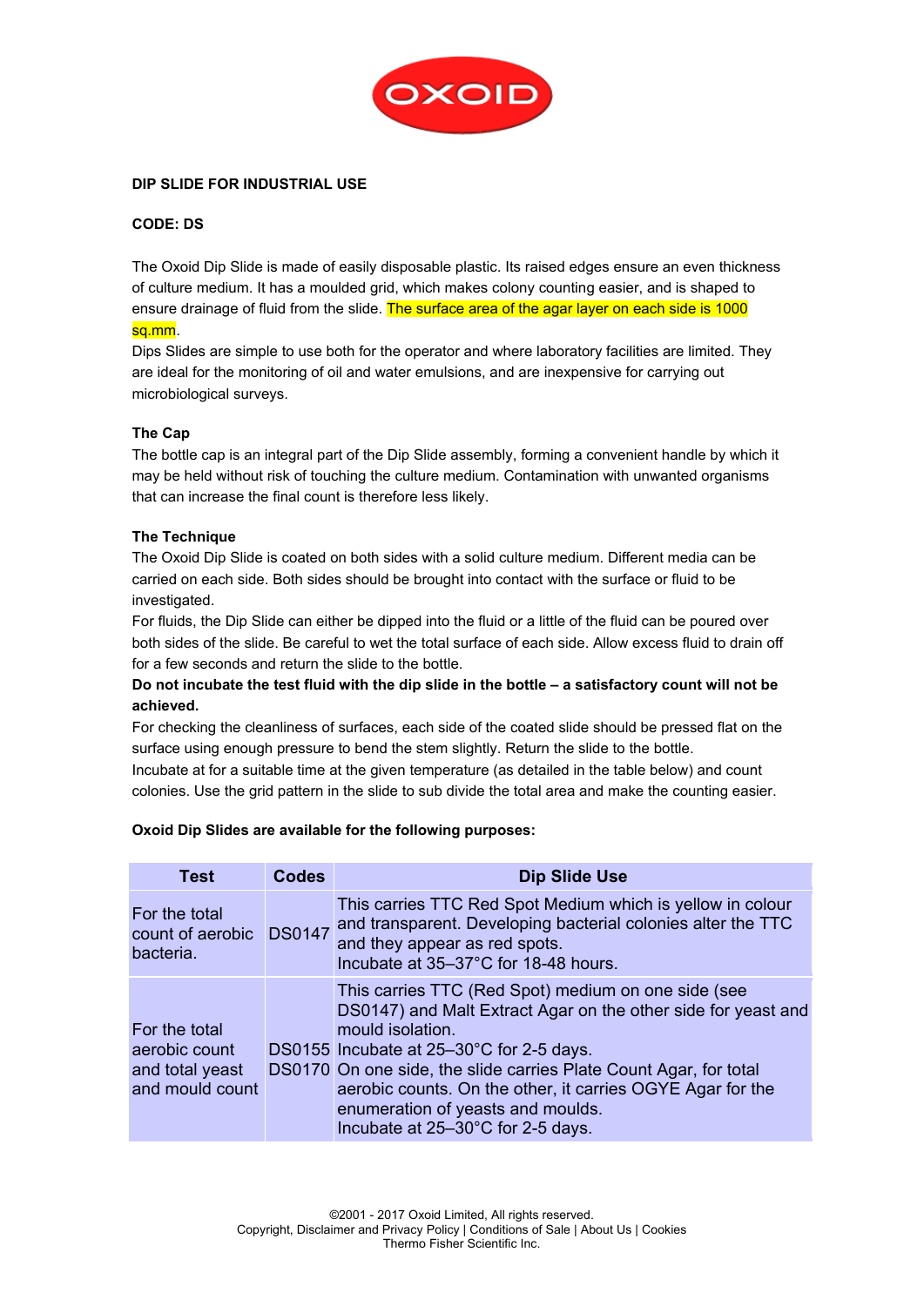OXOID

**DIP SLIDE FOR INDUSTRIAL USE**

**CODE: DS**

The Oxoid Dip Slide is made of easily disposable plastic. Its raised edges ensure an even thickness of culture medium. It has a moulded grid, which makes colony counting easier, and is shaped to ensure drainage of fluid from the slide. The surface area of the agar layer on each side is 1000 sq.mm.

Dips Slides are simple to use both for the operator and where laboratory facilities are limited. They are ideal for the monitoring of oil and water emulsions, and are inexpensive for carrying out microbiological surveys.

**The Cap**

The bottle cap is an integral part of the Dip Slide assembly, forming a convenient handle by which it may be held without risk of touching the culture medium. Contamination with unwanted organisms that can increase the final count is therefore less likely.

**The Technique**

The Oxoid Dip Slide is coated on both sides with a solid culture medium. Different media can be carried on each side. Both sides should be brought into contact with the surface or fluid to be investigated.

For fluids, the Dip Slide can either be dipped into the fluid or a little of the fluid can be poured over both sides of the slide. Be careful to wet the total surface of each side. Allow excess fluid to drain off for a few seconds and return the slide to the bottle.

**Do not incubate the test fluid with the dip slide in the bottle – a satisfactory count will not be achieved.**

For checking the cleanliness of surfaces, each side of the coated slide should be pressed flat on the surface using enough pressure to bend the stem slightly. Return the slide to the bottle.

Incubate at for a suitable time at the given temperature (as detailed in the table below) and count colonies. Use the grid pattern in the slide to sub divide the total area and make the counting easier.

**Oxoid Dip Slides are available for the following purposes:**

| Test | Codes | Dip Slide Use |
|---|---|---|
| For the total count of aerobic bacteria. | DS0147 | This carries TTC Red Spot Medium which is yellow in colour and transparent. Developing bacterial colonies alter the TTC and they appear as red spots. Incubate at 35–37°C for 18-48 hours. |
| For the total aerobic count and total yeast and mould count | DS0155<br>DS0170 | This carries TTC (Red Spot) medium on one side (see DS0147) and Malt Extract Agar on the other side for yeast and mould isolation. Incubate at 25–30°C for 2-5 days.<br>On one side, the slide carries Plate Count Agar, for total aerobic counts. On the other, it carries OGYE Agar for the enumeration of yeasts and moulds. Incubate at 25–30°C for 2-5 days. |

©2001 - 2017 Oxoid Limited, All rights reserved.
Copyright, Disclaimer and Privacy Policy | Conditions of Sale | About Us | Cookies
Thermo Fisher Scientific Inc.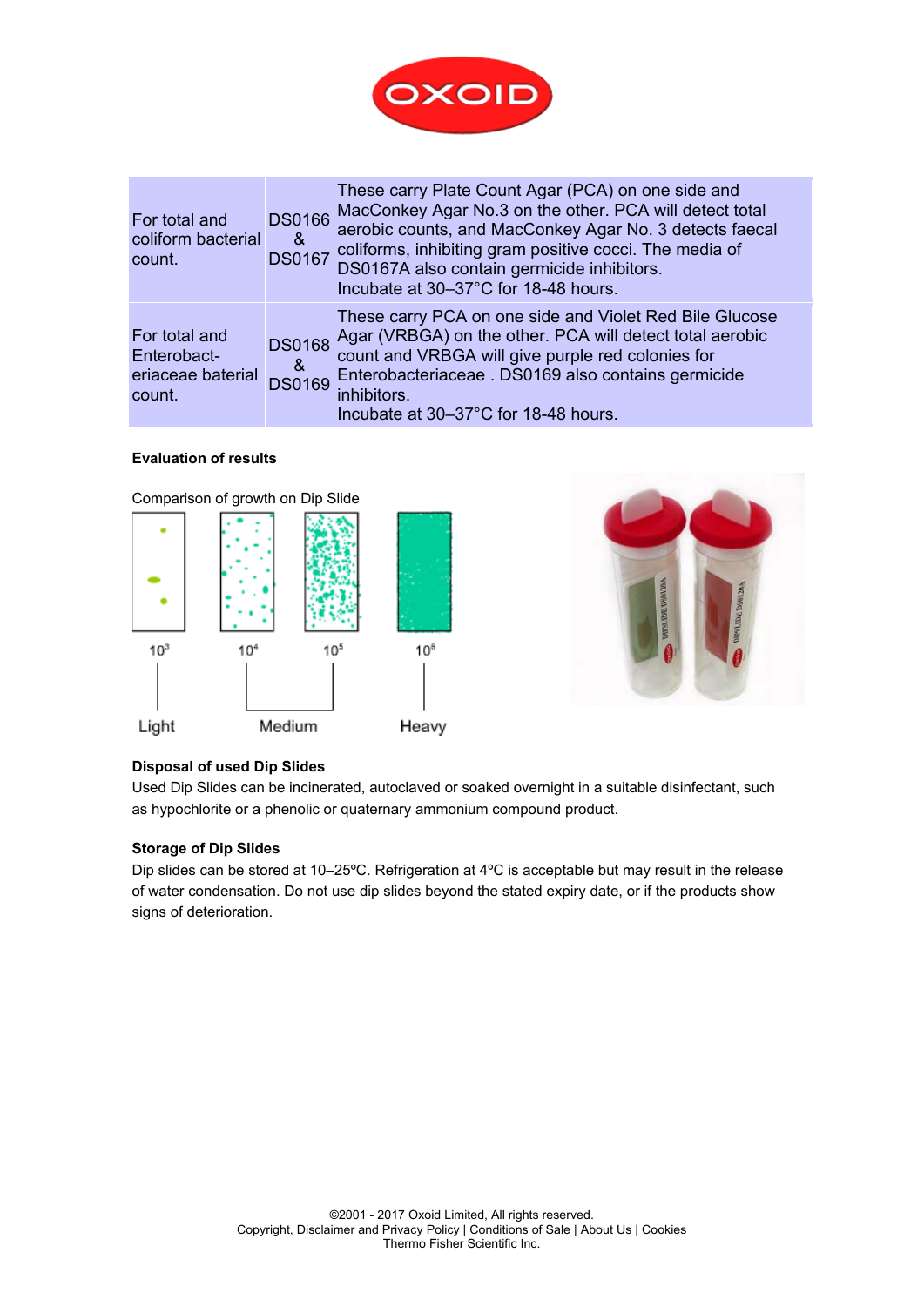| | | |
|---|---|---|
| For total and coliform bacterial count. | DS0166 & DS0167 | These carry Plate Count Agar (PCA) on one side and MacConkey Agar No.3 on the other. PCA will detect total aerobic counts, and MacConkey Agar No. 3 detects faecal coliforms, inhibiting gram positive cocci. The media of DS0167A also contain germicide inhibitors. Incubate at 30–37°C for 18-48 hours. |
| For total and Enterobact-eriaceae baterial count. | DS0168 & DS0169 | These carry PCA on one side and Violet Red Bile Glucose Agar (VRBGA) on the other. PCA will detect total aerobic count and VRBGA will give purple red colonies for Enterobacteriaceae . DS0169 also contains germicide inhibitors. Incubate at 30–37°C for 18-48 hours. |

**Evaluation of results**

Comparison of growth on Dip Slide

$10^3$

$10^4$

$10^5$

$10^6$

Light

Medium

Heavy

**Disposal of used Dip Slides**

Used Dip Slides can be incinerated, autoclaved or soaked overnight in a suitable disinfectant, such as hypochlorite or a phenolic or quaternary ammonium compound product.

**Storage of Dip Slides**

Dip slides can be stored at 10–25ºC. Refrigeration at 4ºC is acceptable but may result in the release of water condensation. Do not use dip slides beyond the stated expiry date, or if the products show signs of deterioration.

©2001 - 2017 Oxoid Limited, All rights reserved.
Copyright, Disclaimer and Privacy Policy | Conditions of Sale | About Us | Cookies
Thermo Fisher Scientific Inc.